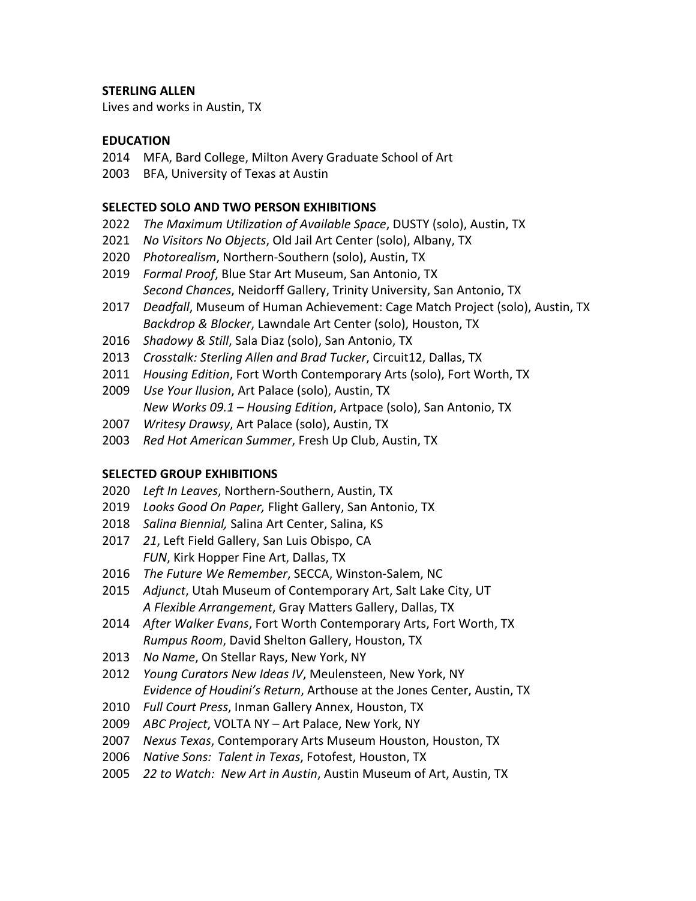**STERLING ALLEN**

Lives and works in Austin, TX

**EDUCATION**

2014 MFA, Bard College, Milton Avery Graduate School of Art
2003 BFA, University of Texas at Austin

**SELECTED SOLO AND TWO PERSON EXHIBITIONS**

2022 *The Maximum Utilization of Available Space*, DUSTY (solo), Austin, TX
2021 *No Visitors No Objects*, Old Jail Art Center (solo), Albany, TX
2020 *Photorealism*, Northern-Southern (solo), Austin, TX
2019 *Formal Proof*, Blue Star Art Museum, San Antonio, TX
*Second Chances*, Neidorff Gallery, Trinity University, San Antonio, TX
2017 *Deadfall*, Museum of Human Achievement: Cage Match Project (solo), Austin, TX
*Backdrop & Blocker*, Lawndale Art Center (solo), Houston, TX
2016 *Shadowy & Still*, Sala Diaz (solo), San Antonio, TX
2013 *Crosstalk: Sterling Allen and Brad Tucker*, Circuit12, Dallas, TX
2011 *Housing Edition*, Fort Worth Contemporary Arts (solo), Fort Worth, TX
2009 *Use Your Ilusion*, Art Palace (solo), Austin, TX
*New Works 09.1 – Housing Edition*, Artpace (solo), San Antonio, TX
2007 *Writesy Drawsy*, Art Palace (solo), Austin, TX
2003 *Red Hot American Summer*, Fresh Up Club, Austin, TX

**SELECTED GROUP EXHIBITIONS**

2020 *Left In Leaves*, Northern-Southern, Austin, TX
2019 *Looks Good On Paper,* Flight Gallery, San Antonio, TX
2018 *Salina Biennial,* Salina Art Center, Salina, KS
2017 *21*, Left Field Gallery, San Luis Obispo, CA
*FUN*, Kirk Hopper Fine Art, Dallas, TX
2016 *The Future We Remember*, SECCA, Winston-Salem, NC
2015 *Adjunct*, Utah Museum of Contemporary Art, Salt Lake City, UT
*A Flexible Arrangement*, Gray Matters Gallery, Dallas, TX
2014 *After Walker Evans*, Fort Worth Contemporary Arts, Fort Worth, TX
*Rumpus Room*, David Shelton Gallery, Houston, TX
2013 *No Name*, On Stellar Rays, New York, NY
2012 *Young Curators New Ideas IV*, Meulensteen, New York, NY
*Evidence of Houdini's Return*, Arthouse at the Jones Center, Austin, TX
2010 *Full Court Press*, Inman Gallery Annex, Houston, TX
2009 *ABC Project*, VOLTA NY – Art Palace, New York, NY
2007 *Nexus Texas*, Contemporary Arts Museum Houston, Houston, TX
2006 *Native Sons: Talent in Texas*, Fotofest, Houston, TX
2005 *22 to Watch: New Art in Austin*, Austin Museum of Art, Austin, TX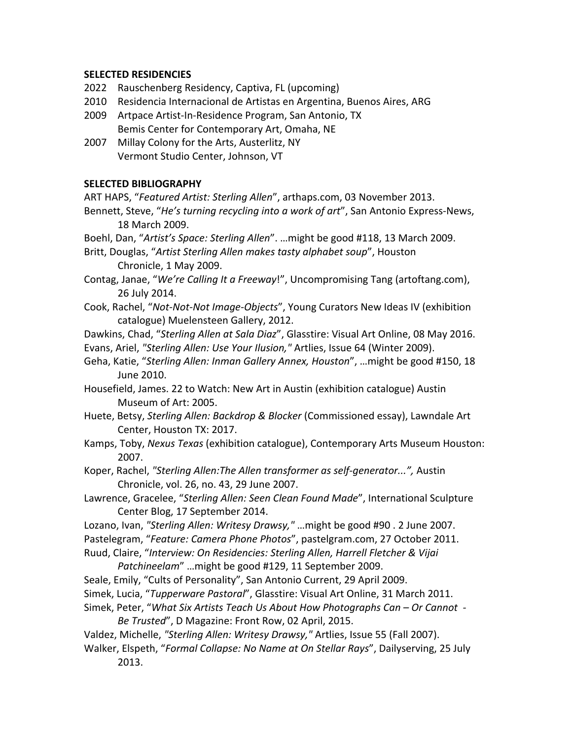## SELECTED RESIDENCIES

2022 Rauschenberg Residency, Captiva, FL (upcoming)
2010 Residencia Internacional de Artistas en Argentina, Buenos Aires, ARG
2009 Artpace Artist-In-Residence Program, San Antonio, TX
Bemis Center for Contemporary Art, Omaha, NE
2007 Millay Colony for the Arts, Austerlitz, NY
Vermont Studio Center, Johnson, VT

## SELECTED BIBLIOGRAPHY

ART HAPS, "*Featured Artist: Sterling Allen*", arthaps.com, 03 November 2013.

Bennett, Steve, "*He's turning recycling into a work of art*", San Antonio Express-News, 18 March 2009.

Boehl, Dan, "*Artist's Space: Sterling Allen*". …might be good #118, 13 March 2009.

Britt, Douglas, "*Artist Sterling Allen makes tasty alphabet soup*", Houston Chronicle, 1 May 2009.

Contag, Janae, "*We're Calling It a Freeway*!", Uncompromising Tang (artoftang.com), 26 July 2014.

Cook, Rachel, "*Not-Not-Not Image-Objects*", Young Curators New Ideas IV (exhibition catalogue) Muelensteen Gallery, 2012.

Dawkins, Chad, "*Sterling Allen at Sala Diaz*", Glasstire: Visual Art Online, 08 May 2016.

Evans, Ariel, *"Sterling Allen: Use Your Ilusion,"* Artlies, Issue 64 (Winter 2009).

Geha, Katie, "*Sterling Allen: Inman Gallery Annex, Houston*", …might be good #150, 18 June 2010.

Housefield, James. 22 to Watch: New Art in Austin (exhibition catalogue) Austin Museum of Art: 2005.

Huete, Betsy, *Sterling Allen: Backdrop & Blocker* (Commissioned essay), Lawndale Art Center, Houston TX: 2017.

Kamps, Toby, *Nexus Texas* (exhibition catalogue), Contemporary Arts Museum Houston: 2007.

Koper, Rachel, *"Sterling Allen:The Allen transformer as self-generator...",* Austin Chronicle, vol. 26, no. 43, 29 June 2007.

Lawrence, Gracelee, "*Sterling Allen: Seen Clean Found Made*", International Sculpture Center Blog, 17 September 2014.

Lozano, Ivan, *"Sterling Allen: Writesy Drawsy,"* …might be good #90 . 2 June 2007.

Pastelegram, "*Feature: Camera Phone Photos*", pastelgram.com, 27 October 2011.

Ruud, Claire, "*Interview: On Residencies: Sterling Allen, Harrell Fletcher & Vijai Patchineelam*" …might be good #129, 11 September 2009.

Seale, Emily, "Cults of Personality", San Antonio Current, 29 April 2009.

Simek, Lucia, "*Tupperware Pastoral*", Glasstire: Visual Art Online, 31 March 2011.

Simek, Peter, "*What Six Artists Teach Us About How Photographs Can – Or Cannot - Be Trusted*", D Magazine: Front Row, 02 April, 2015.

Valdez, Michelle, *"Sterling Allen: Writesy Drawsy,"* Artlies, Issue 55 (Fall 2007).

Walker, Elspeth, "*Formal Collapse: No Name at On Stellar Rays*", Dailyserving, 25 July 2013.